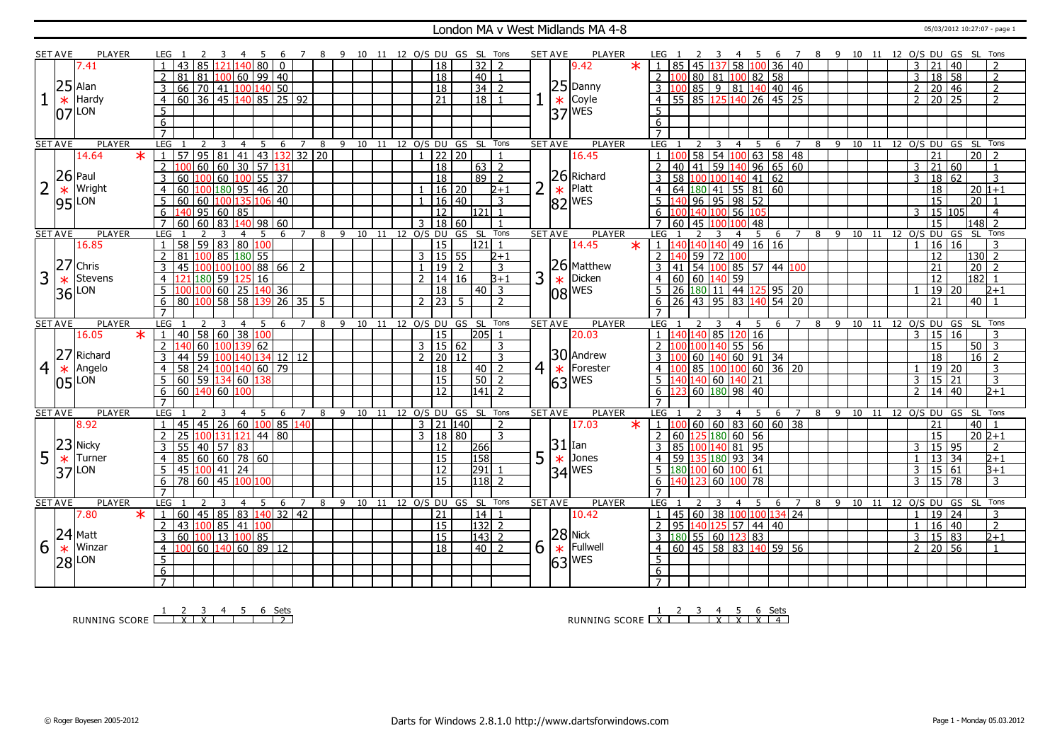# London MA v West Midlands MA 4-8

05/03/2012 10:27:07 - page 1

| SET | AVE | PLAYER | LEG | 1 | 2 | 3 | 4 | 5 | 6 | 7 | 8 | 9 | 10 | 11 | 12 | O/S | DU | GS | SL | Tons | SET | AVE | PLAYER | LEG | 1 | 2 | 3 | 4 | 5 | 6 | 7 | 8 | 9 | 10 | 11 | 12 | O/S | DU | GS | SL | Tons |
|---|---|---|---|---|---|---|---|---|---|---|---|---|---|---|---|---|---|---|---|---|---|---|---|---|---|---|---|---|---|---|---|---|---|---|---|---|---|---|---|---|---|
| 1 | 25.07 | 7.41 Alan Hardy LON | 1 | 43 | 85 | 121 | 140 | 80 | 0 | | | | | | | | 18 | | 32 | 2 | 1 | 25.37 | 9.42 * Danny Coyle WES | 1 | 85 | 45 | 137 | 58 | 100 | 36 | 40 | | | | | | 3 | 21 | 40 | | 2 |
| | | * | 2 | 81 | 81 | 100 | 60 | 99 | 40 | | | | | | | | 18 | | 40 | 1 | | | | 2 | 100 | 80 | 81 | 100 | 82 | 58 | | | | | | | 3 | 18 | 58 | | 2 |
| | | | 3 | 66 | 70 | 41 | 100 | 140 | 50 | | | | | | | | 18 | | 34 | 2 | | | * | 3 | 100 | 85 | 9 | 81 | 140 | 40 | 46 | | | | | | 2 | 20 | 46 | | 2 |
| | | | 4 | 60 | 36 | 45 | 140 | 85 | 25 | 92 | | | | | | | 21 | | 18 | 1 | | | | 4 | 55 | 85 | 125 | 140 | 26 | 45 | 25 | | | | | | 2 | 20 | 25 | | 2 |
| | | | 5 | | | | | | | | | | | | | | | | | | | | | 5 | | | | | | | | | | | | | | | | | |
| | | | 6 | | | | | | | | | | | | | | | | | | | | | 6 | | | | | | | | | | | | | | | | | |
| | | | 7 | | | | | | | | | | | | | | | | | | | | | 7 | | | | | | | | | | | | | | | | | |
| 2 | 26.95 | 14.64 * Paul Wright LON | 1 | 57 | 95 | 81 | 41 | 43 | 132 | 32 | 20 | | | | | 1 | 22 | 20 | | 1 | 2 | 26.82 | 16.45 Richard Platt WES | 1 | 100 | 58 | 54 | 100 | 63 | 58 | 48 | | | | | | | 21 | | 20 | 2 |
| | | * | 2 | 100 | 60 | 60 | 30 | 57 | 131 | | | | | | | | 18 | | 63 | 2 | | | * | 2 | 40 | 41 | 59 | 140 | 96 | 65 | 60 | | | | | | 3 | 21 | 60 | | 1 |
| | | | 3 | 60 | 100 | 60 | 100 | 55 | 37 | | | | | | | | 18 | | 89 | 2 | | | | 3 | 58 | 100 | 100 | 140 | 41 | 62 | | | | | | | 3 | 18 | 62 | | 3 |
| | | | 4 | 60 | 100 | 180 | 95 | 46 | 20 | | | | | | | 1 | 16 | 20 | | 2+1 | | | | 4 | 64 | 180 | 41 | 55 | 81 | 60 | | | | | | | | 18 | | 20 | 1+1 |
| | | | 5 | 60 | 60 | 100 | 135 | 106 | 40 | | | | | | | 1 | 16 | 40 | | 3 | | | | 5 | 140 | 96 | 95 | 98 | 52 | | | | | | | | | 15 | | 20 | 1 |
| | | | 6 | 140 | 95 | 60 | 85 | | | | | | | | | | 12 | | 121 | 1 | | | | 6 | 100 | 140 | 100 | 56 | 105 | | | | | | | | 3 | 15 | 105 | | 4 |
| | | | 7 | 60 | 60 | 83 | 140 | 98 | 60 | | | | | | | 3 | 18 | 60 | | 1 | | | | 7 | 60 | 45 | 100 | 100 | 48 | | | | | | | | | 15 | | 148 | 2 |
| 3 | 27.36 | 16.85 Chris Stevens LON | 1 | 58 | 59 | 83 | 80 | 100 | | | | | | | | | 15 | | 121 | 1 | 3 | 26.08 | 14.45 * Matthew Dicken WES | 1 | 140 | 140 | 140 | 49 | 16 | 16 | | | | | | | 1 | 16 | 16 | | 3 |
| | | * | 2 | 81 | 100 | 85 | 180 | 55 | | | | | | | | 3 | 15 | 55 | | 2+1 | | | * | 2 | 140 | 59 | 72 | 100 | | | | | | | | | | 12 | | 130 | 2 |
| | | | 3 | 45 | 100 | 100 | 100 | 88 | 66 | 2 | | | | | | 1 | 19 | 2 | | 3 | | | | 3 | 41 | 54 | 100 | 85 | 57 | 44 | 100 | | | | | | | 21 | | 20 | 2 |
| | | | 4 | 121 | 180 | 59 | 125 | 16 | | | | | | | | 2 | 14 | 16 | | 3+1 | | | | 4 | 60 | 60 | 140 | 59 | | | | | | | | | | 12 | | 182 | 1 |
| | | | 5 | 100 | 100 | 60 | 25 | 140 | 36 | | | | | | | | 18 | | 40 | 3 | | | | 5 | 26 | 180 | 11 | 44 | 125 | 95 | 20 | | | | | | 1 | 19 | 20 | | 2+1 |
| | | | 6 | 80 | 100 | 58 | 58 | 139 | 26 | 35 | 5 | | | | | 2 | 23 | 5 | | 2 | | | | 6 | 26 | 43 | 95 | 83 | 140 | 54 | 20 | | | | | | | 21 | | 40 | 1 |
| | | | 7 | | | | | | | | | | | | | | | | | | | | | 7 | | | | | | | | | | | | | | | | | |
| 4 | 27.05 | 16.05 * Richard Angelo LON | 1 | 40 | 58 | 60 | 38 | 100 | | | | | | | | | 15 | | 205 | 1 | 4 | 30.63 | 20.03 Andrew Forester WES | 1 | 140 | 140 | 85 | 120 | 16 | | | | | | | | 3 | 15 | 16 | | 3 |
| | | * | 2 | 140 | 60 | 100 | 139 | 62 | | | | | | | | 3 | 15 | 62 | | 3 | | | * | 2 | 100 | 100 | 140 | 55 | 56 | | | | | | | | | 15 | | 50 | 3 |
| | | | 3 | 44 | 59 | 100 | 140 | 134 | 12 | 12 | | | | | | 2 | 20 | 12 | | 3 | | | | 3 | 100 | 60 | 140 | 60 | 91 | 34 | | | | | | | | 18 | | 16 | 2 |
| | | | 4 | 58 | 24 | 100 | 140 | 60 | 79 | | | | | | | | 18 | | 40 | 2 | | | | 4 | 100 | 85 | 100 | 100 | 60 | 36 | 20 | | | | | | 1 | 19 | 20 | | 3 |
| | | | 5 | 60 | 59 | 134 | 60 | 138 | | | | | | | | | 15 | | 50 | 2 | | | | 5 | 140 | 140 | 60 | 140 | 21 | | | | | | | | 3 | 15 | 21 | | 3 |
| | | | 6 | 60 | 140 | 60 | 100 | | | | | | | | | | 12 | | 141 | 2 | | | | 6 | 123 | 60 | 180 | 98 | 40 | | | | | | | | 2 | 14 | 40 | | 2+1 |
| | | | 7 | | | | | | | | | | | | | | | | | | | | | 7 | | | | | | | | | | | | | | | | | |
| 5 | 23.37 | 8.92 Nicky Turner LON | 1 | 45 | 45 | 26 | 60 | 100 | 85 | 140 | | | | | | 3 | 21 | 140 | | 2 | 5 | 31.34 | 17.03 * Ian Jones WES | 1 | 100 | 60 | 60 | 83 | 60 | 60 | 38 | | | | | | | 21 | | 40 | 1 |
| | | * | 2 | 25 | 100 | 131 | 121 | 44 | 80 | | | | | | | 3 | 18 | 80 | | 3 | | | * | 2 | 60 | 125 | 180 | 60 | 56 | | | | | | | | | 15 | | 20 | 2+1 |
| | | | 3 | 55 | 40 | 57 | 83 | | | | | | | | | | 12 | | 266 | | | | | 3 | 85 | 100 | 140 | 81 | 95 | | | | | | | | 3 | 15 | 95 | | 2 |
| | | | 4 | 85 | 60 | 60 | 78 | 60 | | | | | | | | | 15 | | 158 | | | | | 4 | 59 | 135 | 180 | 93 | 34 | | | | | | | | 1 | 13 | 34 | | 2+1 |
| | | | 5 | 45 | 100 | 41 | 24 | | | | | | | | | | 12 | | 291 | 1 | | | | 5 | 180 | 100 | 60 | 100 | 61 | | | | | | | | 3 | 15 | 61 | | 3+1 |
| | | | 6 | 78 | 60 | 45 | 100 | 100 | | | | | | | | | 15 | | 118 | 2 | | | | 6 | 140 | 123 | 60 | 100 | 78 | | | | | | | | 3 | 15 | 78 | | 3 |
| | | | 7 | | | | | | | | | | | | | | | | | | | | | 7 | | | | | | | | | | | | | | | | | |
| 6 | 24.28 | 7.80 * Matt Winzar LON | 1 | 60 | 45 | 85 | 83 | 140 | 32 | 42 | | | | | | | 21 | | 14 | 1 | 6 | 28.63 | 10.42 Nick Fullwell WES | 1 | 45 | 60 | 38 | 100 | 100 | 134 | 24 | | | | | | 1 | 19 | 24 | | 3 |
| | | * | 2 | 43 | 100 | 85 | 41 | 100 | | | | | | | | | 15 | | 132 | 2 | | | * | 2 | 95 | 140 | 125 | 57 | 44 | 40 | | | | | | | 1 | 16 | 40 | | 2 |
| | | | 3 | 60 | 100 | 13 | 100 | 85 | | | | | | | | | 15 | | 143 | 2 | | | | 3 | 180 | 55 | 60 | 123 | 83 | | | | | | | | 3 | 15 | 83 | | 2+1 |
| | | | 4 | 100 | 60 | 140 | 60 | 89 | 12 | | | | | | | | 18 | | 40 | 2 | | | | 4 | 60 | 45 | 58 | 83 | 140 | 59 | 56 | | | | | | 2 | 20 | 56 | | 1 |
| | | | 5 | | | | | | | | | | | | | | | | | | | | | 5 | | | | | | | | | | | | | | | | | |
| | | | 6 | | | | | | | | | | | | | | | | | | | | | 6 | | | | | | | | | | | | | | | | | |
| | | | 7 | | | | | | | | | | | | | | | | | | | | | 7 | | | | | | | | | | | | | | | | | |

| RUNNING SCORE | 1 | 2 | 3 | 4 | 5 | 6 | Sets |
|---|---|---|---|---|---|---|---|
| LON | | X | X | | | | 2 |

| RUNNING SCORE | 1 | 2 | 3 | 4 | 5 | 6 | Sets |
|---|---|---|---|---|---|---|---|
| WES | X | | | X | X | X | 4 |

© Roger Boyesen 2005-2012 | Darts for Windows 2.8.1.0 http://www.dartsforwindows.com | Page 1 - Monday 05.03.2012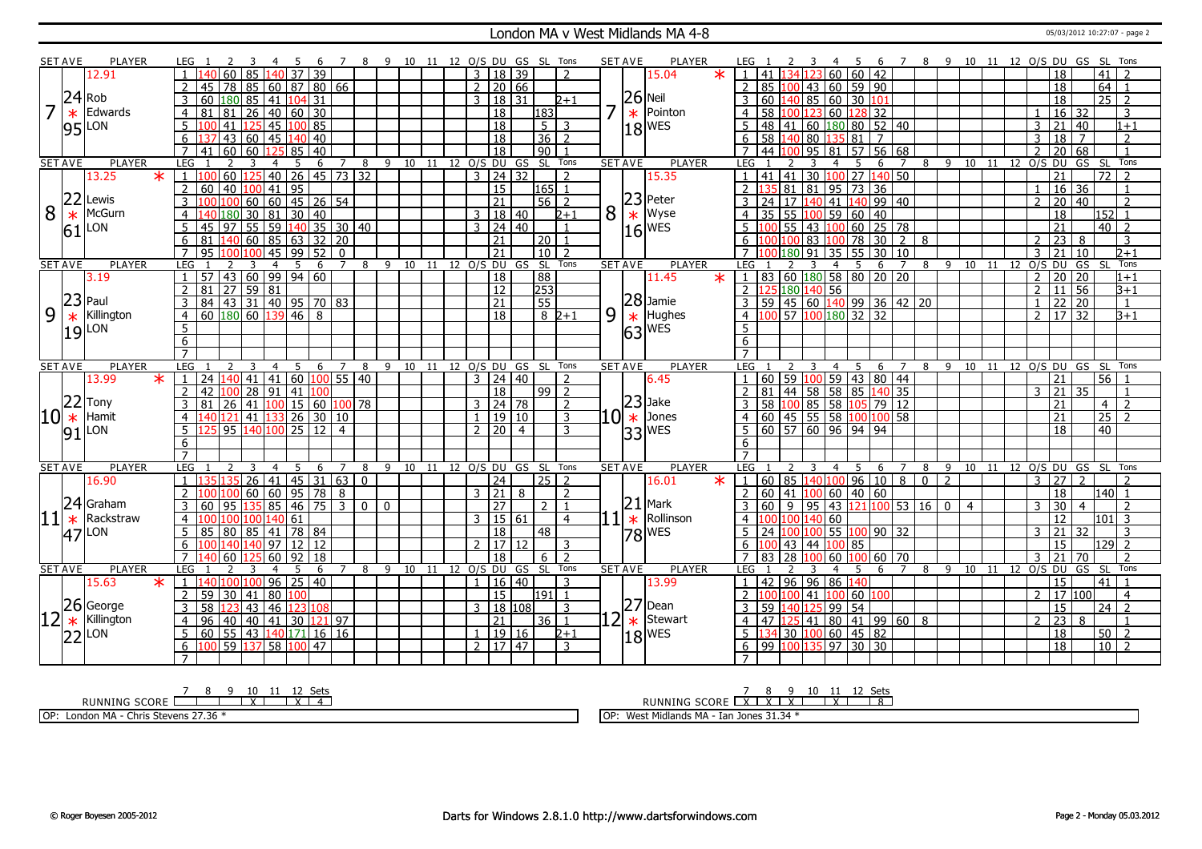# London MA v West Midlands MA 4-8

05/03/2012 10:27:07 - page 2

## Set 7

| SET AVE | PLAYER | LEG | 1 | 2 | 3 | 4 | 5 | 6 | 7 | O/S | DU | GS | SL | Tons |
|---|---|---|---|---|---|---|---|---|---|---|---|---|---|---|
| 12.91 | Rob Edwards (LON) 24.95 | 1 | 140 | 60 | 85 | 140 | 37 | 39 | | 3 | 18 | 39 | | 2 |
| | | 2 | 45 | 78 | 85 | 60 | 87 | 80 | 66 | 2 | 20 | 66 | | |
| | | 3 | 60 | 180 | 85 | 41 | 104 | 31 | | 3 | 18 | 31 | | 2+1 |
| | | 4 | 81 | 81 | 26 | 40 | 60 | 30 | | | 18 | | 183 | |
| | | 5 | 100 | 41 | 125 | 45 | 100 | 85 | | | 18 | | 5 | 3 |
| | | 6 | 137 | 43 | 60 | 45 | 140 | 40 | | | 18 | | 36 | 2 |
| | | 7 | 41 | 60 | 60 | 125 | 85 | 40 | | | 18 | | 90 | 1 |

| SET AVE | PLAYER | LEG | 1 | 2 | 3 | 4 | 5 | 6 | 7 | O/S | DU | GS | SL | Tons |
|---|---|---|---|---|---|---|---|---|---|---|---|---|---|---|
| 15.04 * | Neil Pointon (WES) 26.18 | 1 | 41 | 134 | 123 | 60 | 60 | 42 | | | 18 | | 41 | 2 |
| | | 2 | 85 | 100 | 43 | 60 | 59 | 90 | | | 18 | | 64 | 1 |
| | | 3 | 60 | 140 | 85 | 60 | 30 | 101 | | | 18 | | 25 | 2 |
| | | 4 | 58 | 100 | 123 | 60 | 128 | 32 | | 1 | 16 | 32 | | 3 |
| | | 5 | 48 | 41 | 60 | 180 | 80 | 52 | 40 | 3 | 21 | 40 | | 1+1 |
| | | 6 | 58 | 140 | 80 | 135 | 81 | 7 | | 3 | 18 | 7 | | 2 |
| | | 7 | 44 | 100 | 95 | 81 | 57 | 56 | 68 | 2 | 20 | 68 | | 1 |

## Set 8

| SET AVE | PLAYER | LEG | 1 | 2 | 3 | 4 | 5 | 6 | 7 | 8 | O/S | DU | GS | SL | Tons |
|---|---|---|---|---|---|---|---|---|---|---|---|---|---|---|---|
| 13.25 * | Lewis McGurn (LON) 22.61 | 1 | 100 | 60 | 125 | 40 | 26 | 45 | 73 | 32 | 3 | 24 | 32 | | 2 |
| | | 2 | 60 | 40 | 100 | 41 | 95 | | | | | 15 | | 165 | 1 |
| | | 3 | 100 | 100 | 60 | 60 | 45 | 26 | 54 | | | 21 | | 56 | 2 |
| | | 4 | 140 | 180 | 30 | 81 | 30 | 40 | | | 3 | 18 | 40 | | 2+1 |
| | | 5 | 45 | 97 | 55 | 59 | 140 | 35 | 30 | 40 | 3 | 24 | 40 | | 1 |
| | | 6 | 81 | 140 | 60 | 85 | 63 | 32 | 20 | | | 21 | | 20 | 1 |
| | | 7 | 95 | 100 | 100 | 45 | 99 | 52 | 0 | | | 21 | | 10 | 2 |

| SET AVE | PLAYER | LEG | 1 | 2 | 3 | 4 | 5 | 6 | 7 | 8 | O/S | DU | GS | SL | Tons |
|---|---|---|---|---|---|---|---|---|---|---|---|---|---|---|---|
| 15.35 | Peter Wyse (WES) 23.16 | 1 | 41 | 41 | 30 | 100 | 27 | 140 | 50 | | | 21 | | 72 | 2 |
| | | 2 | 135 | 81 | 81 | 95 | 73 | 36 | | | 1 | 16 | 36 | | 1 |
| | | 3 | 24 | 17 | 140 | 41 | 140 | 99 | 40 | | 2 | 20 | 40 | | 2 |
| | | 4 | 35 | 55 | 100 | 59 | 60 | 40 | | | | 18 | | 152 | 1 |
| | | 5 | 100 | 55 | 43 | 100 | 60 | 25 | 78 | | | 21 | | 40 | 2 |
| | | 6 | 100 | 100 | 83 | 100 | 78 | 30 | 2 | 8 | 2 | 23 | 8 | | 3 |
| | | 7 | 100 | 180 | 91 | 35 | 55 | 30 | 10 | | 3 | 21 | 10 | | 2+1 |

## Set 9

| SET AVE | PLAYER | LEG | 1 | 2 | 3 | 4 | 5 | 6 | 7 | 8 | O/S | DU | GS | SL | Tons |
|---|---|---|---|---|---|---|---|---|---|---|---|---|---|---|---|
| 3.19 | Paul Killington (LON) 23.19 | 1 | 57 | 43 | 60 | 99 | 94 | 60 | | | | 18 | | 88 | |
| | | 2 | 81 | 27 | 59 | 81 | | | | | | 12 | | 253 | |
| | | 3 | 84 | 43 | 31 | 40 | 95 | 70 | 83 | | | 21 | | 55 | |
| | | 4 | 60 | 180 | 60 | 139 | 46 | 8 | | | | 18 | | 8 | 2+1 |

| SET AVE | PLAYER | LEG | 1 | 2 | 3 | 4 | 5 | 6 | 7 | 8 | O/S | DU | GS | SL | Tons |
|---|---|---|---|---|---|---|---|---|---|---|---|---|---|---|---|
| 11.45 * | Jamie Hughes (WES) 28.63 | 1 | 83 | 60 | 180 | 58 | 80 | 20 | 20 | | 2 | 20 | 20 | | 1+1 |
| | | 2 | 125 | 180 | 140 | 56 | | | | | 2 | 11 | 56 | | 3+1 |
| | | 3 | 59 | 45 | 60 | 140 | 99 | 36 | 42 | 20 | 1 | 22 | 20 | | 1 |
| | | 4 | 100 | 57 | 100 | 180 | 32 | 32 | | | 2 | 17 | 32 | | 3+1 |

## Set 10

| SET AVE | PLAYER | LEG | 1 | 2 | 3 | 4 | 5 | 6 | 7 | 8 | O/S | DU | GS | SL | Tons |
|---|---|---|---|---|---|---|---|---|---|---|---|---|---|---|---|
| 13.99 * | Tony Hamit (LON) 22.91 | 1 | 24 | 140 | 41 | 41 | 60 | 100 | 55 | 40 | 3 | 24 | 40 | | 2 |
| | | 2 | 42 | 100 | 28 | 91 | 41 | 100 | | | | 18 | | 99 | 2 |
| | | 3 | 81 | 26 | 41 | 100 | 15 | 60 | 100 | 78 | 3 | 24 | 78 | | 2 |
| | | 4 | 140 | 121 | 41 | 133 | 26 | 30 | 10 | | 1 | 19 | 10 | | 3 |
| | | 5 | 125 | 95 | 140 | 100 | 25 | 12 | 4 | | 2 | 20 | 4 | | 3 |

| SET AVE | PLAYER | LEG | 1 | 2 | 3 | 4 | 5 | 6 | 7 | O/S | DU | GS | SL | Tons |
|---|---|---|---|---|---|---|---|---|---|---|---|---|---|---|
| 6.45 | Jake Jones (WES) 23.33 | 1 | 60 | 59 | 100 | 59 | 43 | 80 | 44 | | 21 | | 56 | 1 |
| | | 2 | 81 | 44 | 58 | 58 | 85 | 140 | 35 | 3 | 21 | 35 | | 1 |
| | | 3 | 58 | 100 | 85 | 58 | 105 | 79 | 12 | | 21 | | 4 | 2 |
| | | 4 | 60 | 45 | 55 | 58 | 100 | 100 | 58 | | 21 | | 25 | 2 |
| | | 5 | 60 | 57 | 60 | 96 | 94 | 94 | | | 18 | | 40 | |

## Set 11

| SET AVE | PLAYER | LEG | 1 | 2 | 3 | 4 | 5 | 6 | 7 | 8 | 9 | O/S | DU | GS | SL | Tons |
|---|---|---|---|---|---|---|---|---|---|---|---|---|---|---|---|---|
| 16.90 | Graham Rackstraw (LON) 24.47 | 1 | 135 | 135 | 26 | 41 | 45 | 31 | 63 | 0 | | | 24 | | 25 | 2 |
| | | 2 | 100 | 100 | 60 | 60 | 95 | 78 | 8 | | | 3 | 21 | 8 | | 2 |
| | | 3 | 60 | 95 | 135 | 85 | 46 | 75 | 3 | 0 | 0 | | 27 | | 2 | 1 |
| | | 4 | 100 | 100 | 100 | 140 | 61 | | | | | 3 | 15 | 61 | | 4 |
| | | 5 | 85 | 80 | 85 | 41 | 78 | 84 | | | | | 18 | | 48 | |
| | | 6 | 100 | 140 | 140 | 97 | 12 | 12 | | | | 2 | 17 | 12 | | 3 |
| | | 7 | 140 | 60 | 125 | 60 | 92 | 18 | | | | | 18 | | 6 | 2 |

| SET AVE | PLAYER | LEG | 1 | 2 | 3 | 4 | 5 | 6 | 7 | 8 | 9 | 10 | O/S | DU | GS | SL | Tons |
|---|---|---|---|---|---|---|---|---|---|---|---|---|---|---|---|---|---|
| 16.01 * | Mark Rollinson (WES) 21.78 | 1 | 60 | 85 | 140 | 100 | 96 | 10 | 8 | 0 | 2 | | 3 | 27 | 2 | | 2 |
| | | 2 | 60 | 41 | 100 | 60 | 40 | 60 | | | | | | 18 | | 140 | 1 |
| | | 3 | 60 | 9 | 95 | 43 | 121 | 100 | 53 | 16 | 0 | 4 | 3 | 30 | 4 | | 2 |
| | | 4 | 100 | 100 | 140 | 60 | | | | | | | | 12 | | 101 | 3 |
| | | 5 | 24 | 100 | 100 | 55 | 100 | 90 | 32 | | | | 3 | 21 | 32 | | 3 |
| | | 6 | 100 | 43 | 44 | 100 | 85 | | | | | | | 15 | | 129 | 2 |
| | | 7 | 83 | 28 | 100 | 60 | 100 | 60 | 70 | | | | 3 | 21 | 70 | | 2 |

## Set 12

| SET AVE | PLAYER | LEG | 1 | 2 | 3 | 4 | 5 | 6 | 7 | O/S | DU | GS | SL | Tons |
|---|---|---|---|---|---|---|---|---|---|---|---|---|---|---|
| 15.63 * | George Killington (LON) 26.22 | 1 | 140 | 100 | 100 | 96 | 25 | 40 | | 1 | 16 | 40 | | 3 |
| | | 2 | 59 | 30 | 41 | 80 | 100 | | | | 15 | | 191 | 1 |
| | | 3 | 58 | 123 | 43 | 46 | 123 | 108 | | 3 | 18 | 108 | | 3 |
| | | 4 | 96 | 40 | 40 | 41 | 30 | 121 | 97 | | 21 | | 36 | 1 |
| | | 5 | 60 | 55 | 43 | 140 | 171 | 16 | 16 | 1 | 19 | 16 | | 2+1 |
| | | 6 | 100 | 59 | 137 | 58 | 100 | 47 | | 2 | 17 | 47 | | 3 |

| SET AVE | PLAYER | LEG | 1 | 2 | 3 | 4 | 5 | 6 | 7 | 8 | O/S | DU | GS | SL | Tons |
|---|---|---|---|---|---|---|---|---|---|---|---|---|---|---|---|
| 13.99 | Dean Stewart (WES) 27.18 | 1 | 42 | 96 | 96 | 86 | 140 | | | | | 15 | | 41 | 1 |
| | | 2 | 100 | 100 | 41 | 100 | 60 | 100 | | | 2 | 17 | 100 | | 4 |
| | | 3 | 59 | 140 | 125 | 99 | 54 | | | | | 15 | | 24 | 2 |
| | | 4 | 47 | 125 | 41 | 80 | 41 | 99 | 60 | 8 | 2 | 23 | 8 | | 1 |
| | | 5 | 134 | 30 | 100 | 60 | 45 | 82 | | | | 18 | | 50 | 2 |
| | | 6 | 99 | 100 | 135 | 97 | 30 | 30 | | | | 18 | | 10 | 2 |

| RUNNING SCORE | 7 | 8 | 9 | 10 | 11 | 12 | Sets |
|---|---|---|---|---|---|---|---|
| London MA | | | | X | | X | 4 |
| West Midlands MA | X | X | X | | X | | 8 |

OP: London MA - Chris Stevens 27.36 *

OP: West Midlands MA - Ian Jones 31.34 *

© Roger Boyesen 2005-2012 — Darts for Windows 2.8.1.0 http://www.dartsforwindows.com — Page 2 - Monday 05.03.2012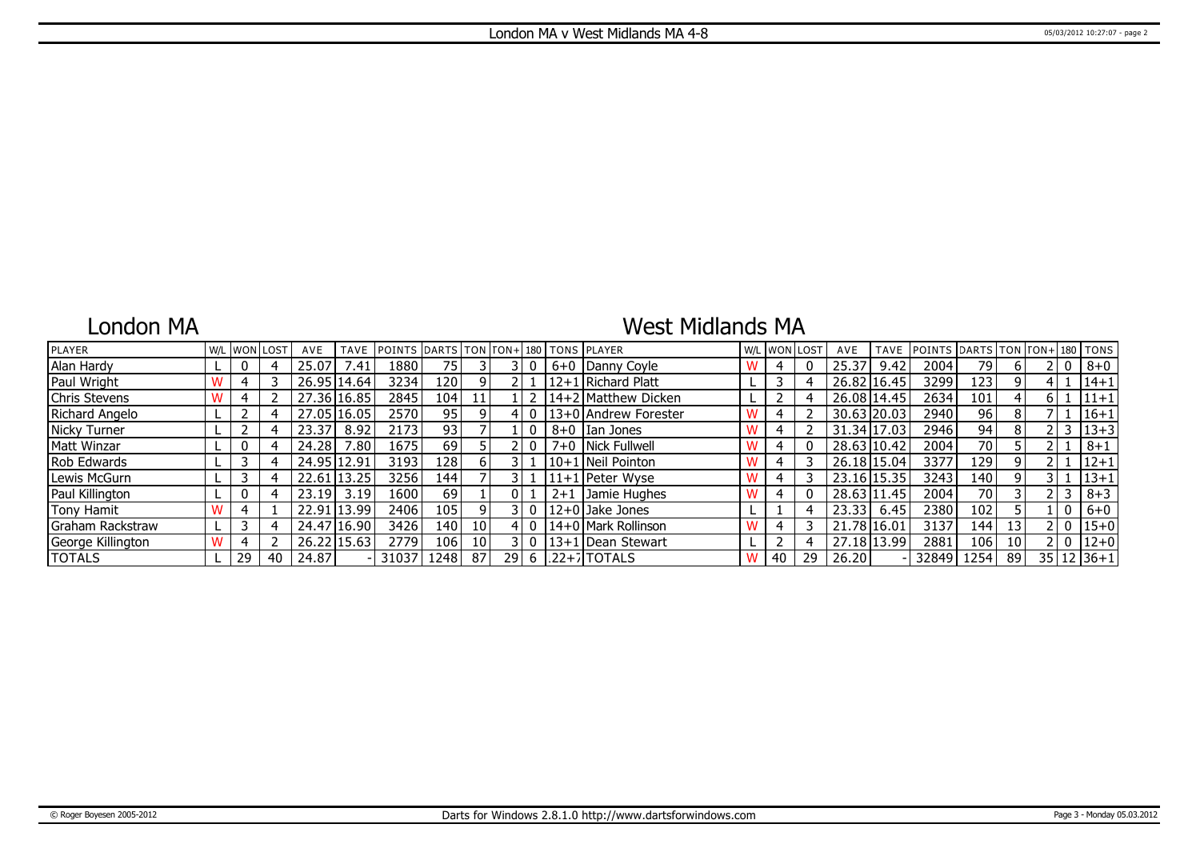# London MA v West Midlands MA 4-8

## London MA

## West Midlands MA

| PLAYER | W/L | WON | LOST | AVE | TAVE | POINTS | DARTS | TON | TON+ | 180 | TONS | PLAYER | W/L | WON | LOST | AVE | TAVE | POINTS | DARTS | TON | TON+ | 180 | TONS |
|---|---|---|---|---|---|---|---|---|---|---|---|---|---|---|---|---|---|---|---|---|---|---|---|
| Alan Hardy | L | 0 | 4 | 25.07 | 7.41 | 1880 | 75 | 3 | 3 | 0 | 6+0 | Danny Coyle | W | 4 | 0 | 25.37 | 9.42 | 2004 | 79 | 6 | 2 | 0 | 8+0 |
| Paul Wright | W | 4 | 3 | 26.95 | 14.64 | 3234 | 120 | 9 | 2 | 1 | 12+1 | Richard Platt | L | 3 | 4 | 26.82 | 16.45 | 3299 | 123 | 9 | 4 | 1 | 14+1 |
| Chris Stevens | W | 4 | 2 | 27.36 | 16.85 | 2845 | 104 | 11 | 1 | 2 | 14+2 | Matthew Dicken | L | 2 | 4 | 26.08 | 14.45 | 2634 | 101 | 4 | 6 | 1 | 11+1 |
| Richard Angelo | L | 2 | 4 | 27.05 | 16.05 | 2570 | 95 | 9 | 4 | 0 | 13+0 | Andrew Forester | W | 4 | 2 | 30.63 | 20.03 | 2940 | 96 | 8 | 7 | 1 | 16+1 |
| Nicky Turner | L | 2 | 4 | 23.37 | 8.92 | 2173 | 93 | 7 | 1 | 0 | 8+0 | Ian Jones | W | 4 | 2 | 31.34 | 17.03 | 2946 | 94 | 8 | 2 | 3 | 13+3 |
| Matt Winzar | L | 0 | 4 | 24.28 | 7.80 | 1675 | 69 | 5 | 2 | 0 | 7+0 | Nick Fullwell | W | 4 | 0 | 28.63 | 10.42 | 2004 | 70 | 5 | 2 | 1 | 8+1 |
| Rob Edwards | L | 3 | 4 | 24.95 | 12.91 | 3193 | 128 | 6 | 3 | 1 | 10+1 | Neil Pointon | W | 4 | 3 | 26.18 | 15.04 | 3377 | 129 | 9 | 2 | 1 | 12+1 |
| Lewis McGurn | L | 3 | 4 | 22.61 | 13.25 | 3256 | 144 | 7 | 3 | 1 | 11+1 | Peter Wyse | W | 4 | 3 | 23.16 | 15.35 | 3243 | 140 | 9 | 3 | 1 | 13+1 |
| Paul Killington | L | 0 | 4 | 23.19 | 3.19 | 1600 | 69 | 1 | 0 | 1 | 2+1 | Jamie Hughes | W | 4 | 0 | 28.63 | 11.45 | 2004 | 70 | 3 | 2 | 3 | 8+3 |
| Tony Hamit | W | 4 | 1 | 22.91 | 13.99 | 2406 | 105 | 9 | 3 | 0 | 12+0 | Jake Jones | L | 1 | 4 | 23.33 | 6.45 | 2380 | 102 | 5 | 1 | 0 | 6+0 |
| Graham Rackstraw | L | 3 | 4 | 24.47 | 16.90 | 3426 | 140 | 10 | 4 | 0 | 14+0 | Mark Rollinson | W | 4 | 3 | 21.78 | 16.01 | 3137 | 144 | 13 | 2 | 0 | 15+0 |
| George Killington | W | 4 | 2 | 26.22 | 15.63 | 2779 | 106 | 10 | 3 | 0 | 13+1 | Dean Stewart | L | 2 | 4 | 27.18 | 13.99 | 2881 | 106 | 10 | 2 | 0 | 12+0 |
| TOTALS | L | 29 | 40 | 24.87 | - | 31037 | 1248 | 87 | 29 | 6 | 122+7 | TOTALS | W | 40 | 29 | 26.20 | - | 32849 | 1254 | 89 | 35 | 12 | 136+1 |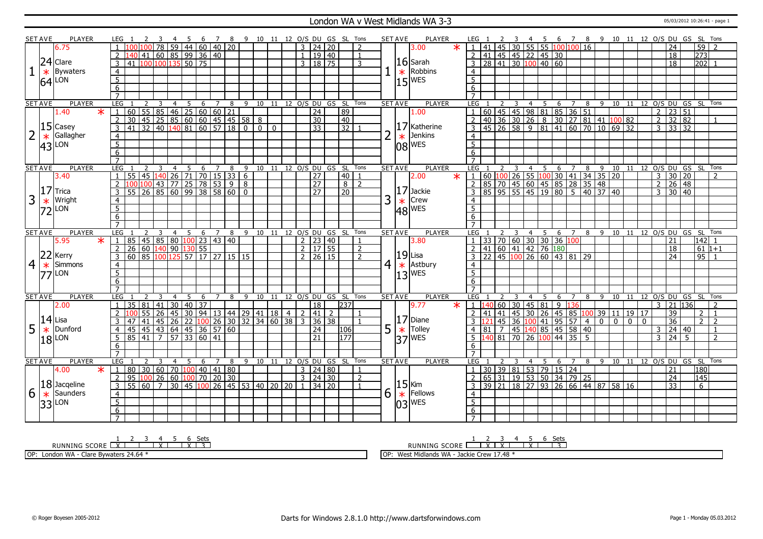# London WA v West Midlands WA 3-3

05/03/2012 10:26:41 - page 1

| SET | AVE | PLAYER | LEG | 1 | 2 | 3 | 4 | 5 | 6 | 7 | 8 | 9 | 10 | 11 | 12 | O/S | DU | GS | SL | Tons | SET | AVE | PLAYER | LEG | 1 | 2 | 3 | 4 | 5 | 6 | 7 | 8 | 9 | 10 | 11 | 12 | O/S | DU | GS | SL | Tons |
|---|---|---|---|---|---|---|---|---|---|---|---|---|---|---|---|---|---|---|---|---|---|---|---|---|---|---|---|---|---|---|---|---|---|---|---|---|---|---|---|---|---|
| 1 | 6.75 24.64 | Clare Bywaters LON * | 1 | 100 | 100 | 78 | 59 | 44 | 60 | 40 | 20 | | | | | 3 | 24 | 20 | | 2 | 1 | 3.00 16.15 | Sarah Robbins WES * | 1 | 41 | 45 | 30 | 55 | 55 | 100 | 100 | 16 | | | | | | 24 | | 59 | 2 |
| | | | 2 | 140 | 41 | 60 | 85 | 99 | 36 | 40 | | | | | | 1 | 19 | 40 | | 1 | | | | 2 | 41 | 45 | 45 | 22 | 45 | 30 | | | | | | | | 18 | | 273 | |
| | | | 3 | 41 | 100 | 100 | 135 | 50 | 75 | | | | | | | 3 | 18 | 75 | | 3 | | | | 3 | 28 | 41 | 30 | 100 | 40 | 60 | | | | | | | | 18 | | 202 | 1 |
| 2 | 1.40 15.43 | Casey Gallagher LON * | 1 | 60 | 55 | 85 | 46 | 25 | 60 | 60 | 21 | | | | | | 24 | | 89 | | 2 | 1.00 17.08 | Katherine Jenkins WES * | 1 | 60 | 45 | 45 | 98 | 81 | 85 | 36 | 51 | | | | | 2 | 23 | 51 | | |
| | | | 2 | 30 | 45 | 25 | 85 | 60 | 60 | 45 | 45 | 58 | 8 | | | | 30 | | 40 | | | | | 2 | 40 | 36 | 30 | 26 | 8 | 30 | 27 | 81 | 41 | 100 | 82 | | 2 | 32 | 82 | | 1 |
| | | | 3 | 41 | 32 | 40 | 140 | 81 | 60 | 57 | 18 | 0 | 0 | 0 | | | 33 | | 32 | 1 | | | | 3 | 45 | 26 | 58 | 9 | 81 | 41 | 60 | 70 | 10 | 69 | 32 | | 3 | 33 | 32 | | |
| 3 | 3.40 17.72 | Trica Wright LON * | 1 | 55 | 45 | 140 | 26 | 71 | 70 | 15 | 33 | 6 | | | | | 27 | | 40 | 1 | 3 | 2.00 17.48 | Jackie Crew WES * | 1 | 60 | 100 | 26 | 55 | 100 | 30 | 41 | 34 | 35 | 20 | | | 3 | 30 | 20 | | 2 |
| | | | 2 | 100 | 100 | 43 | 77 | 25 | 78 | 53 | 9 | 8 | | | | | 27 | | 8 | 2 | | | | 2 | 85 | 70 | 45 | 60 | 45 | 85 | 28 | 35 | 48 | | | | 2 | 26 | 48 | | |
| | | | 3 | 55 | 26 | 85 | 60 | 99 | 38 | 58 | 60 | 0 | | | | | 27 | | 20 | | | | | 3 | 85 | 95 | 55 | 45 | 19 | 80 | 5 | 40 | 37 | 40 | | | 3 | 30 | 40 | | |
| 4 | 5.95 22.77 | Kerry Simmons LON * | 1 | 85 | 45 | 85 | 80 | 100 | 23 | 43 | 40 | | | | | 2 | 23 | 40 | | 1 | 4 | 3.80 19.13 | Lisa Astbury WES * | 1 | 33 | 70 | 60 | 30 | 30 | 36 | 100 | | | | | | | 21 | | 142 | 1 |
| | | | 2 | 26 | 60 | 140 | 90 | 130 | 55 | | | | | | | 2 | 17 | 55 | | 2 | | | | 2 | 41 | 60 | 41 | 42 | 76 | 180 | | | | | | | | 18 | | 61 | 1+1 |
| | | | 3 | 60 | 85 | 100 | 125 | 57 | 17 | 27 | 15 | 15 | | | | 2 | 26 | 15 | | 2 | | | | 3 | 22 | 45 | 100 | 26 | 60 | 43 | 81 | 29 | | | | | | 24 | | 95 | 1 |
| 5 | 2.00 14.18 | Lisa Dunford LON * | 1 | 35 | 81 | 41 | 30 | 40 | 37 | | | | | | | | 18 | | 237 | | 5 | 9.77 17.37 | Diane Tolley WES * | 1 | 140 | 60 | 30 | 45 | 81 | 9 | 136 | | | | | | 3 | 21 | 136 | | 2 |
| | | | 2 | 100 | 55 | 26 | 45 | 30 | 94 | 13 | 44 | 29 | 41 | 18 | 4 | 2 | 41 | 2 | | 1 | | | | 2 | 41 | 41 | 45 | 30 | 26 | 45 | 85 | 100 | 39 | 11 | 19 | 17 | | 39 | | 2 | 1 |
| | | | 3 | 47 | 41 | 45 | 26 | 22 | 100 | 26 | 30 | 32 | 34 | 60 | 38 | 3 | 36 | 38 | | 1 | | | | 3 | 121 | 45 | 36 | 100 | 41 | 95 | 57 | 4 | 0 | 0 | 0 | 0 | | 36 | | 2 | 2 |
| | | | 4 | 45 | 45 | 43 | 64 | 45 | 36 | 57 | 60 | | | | | | 24 | | 106 | | | | | 4 | 81 | 7 | 45 | 140 | 85 | 45 | 58 | 40 | | | | | 3 | 24 | 40 | | 1 |
| | | | 5 | 85 | 41 | 7 | 57 | 33 | 60 | 41 | | | | | | | 21 | | 177 | | | | | 5 | 140 | 81 | 70 | 26 | 100 | 44 | 35 | 5 | | | | | 3 | 24 | 5 | | 2 |
| 6 | 4.00 18.33 | Jacqeline Saunders LON * | 1 | 80 | 30 | 60 | 70 | 100 | 40 | 41 | 80 | | | | | 3 | 24 | 80 | | 1 | 6 | 15.03 | Kim Fellows WES * | 1 | 30 | 39 | 81 | 53 | 79 | 15 | 24 | | | | | | | 21 | | 180 | |
| | | | 2 | 95 | 100 | 26 | 60 | 100 | 70 | 20 | 30 | | | | | 3 | 24 | 30 | | 2 | | | | 2 | 65 | 31 | 19 | 53 | 50 | 34 | 79 | 25 | | | | | | 24 | | 145 | |
| | | | 3 | 55 | 60 | 7 | 30 | 45 | 100 | 26 | 45 | 53 | 40 | 20 | 20 | 1 | 34 | 20 | | 1 | | | | 3 | 39 | 21 | 18 | 27 | 93 | 26 | 66 | 44 | 87 | 58 | 16 | | | 33 | | 6 | |

| RUNNING SCORE | 1 | 2 | 3 | 4 | 5 | 6 | Sets |
|---|---|---|---|---|---|---|---|
| London WA | X | | | X | | X | 3 |
| West Midlands WA | | X | X | | X | | 3 |

OP: London WA - Clare Bywaters 24.64 *

OP: West Midlands WA - Jackie Crew 17.48 *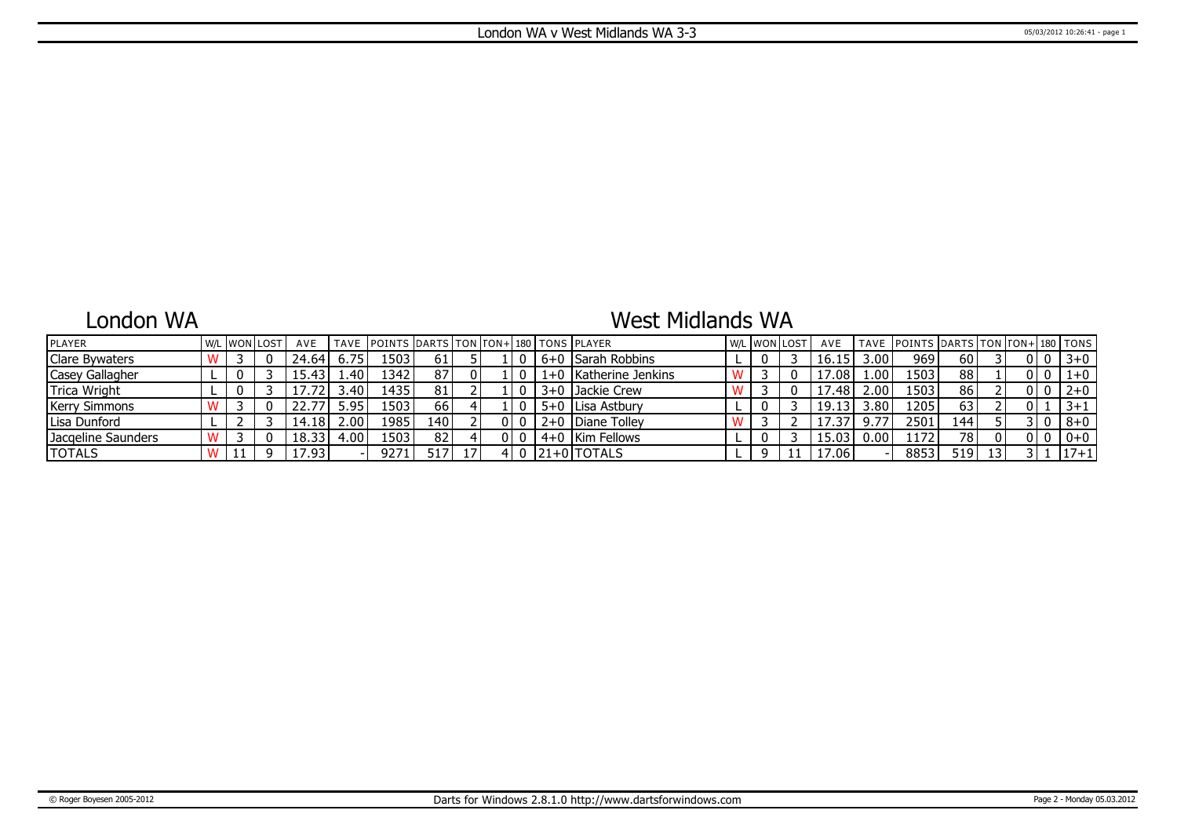# London WA v West Midlands WA 3-3

## London WA

## West Midlands WA

| PLAYER | W/L | WON | LOST | AVE | TAVE | POINTS | DARTS | TON | TON+ | 180 | TONS | PLAYER | W/L | WON | LOST | AVE | TAVE | POINTS | DARTS | TON | TON+ | 180 | TONS |
|---|---|---|---|---|---|---|---|---|---|---|---|---|---|---|---|---|---|---|---|---|---|---|---|
| Clare Bywaters | W | 3 | 0 | 24.64 | 6.75 | 1503 | 61 | 5 | 1 | 0 | 6+0 | Sarah Robbins | L | 0 | 3 | 16.15 | 3.00 | 969 | 60 | 3 | 0 | 0 | 3+0 |
| Casey Gallagher | L | 0 | 3 | 15.43 | 1.40 | 1342 | 87 | 0 | 1 | 0 | 1+0 | Katherine Jenkins | W | 3 | 0 | 17.08 | 1.00 | 1503 | 88 | 1 | 0 | 0 | 1+0 |
| Trica Wright | L | 0 | 3 | 17.72 | 3.40 | 1435 | 81 | 2 | 1 | 0 | 3+0 | Jackie Crew | W | 3 | 0 | 17.48 | 2.00 | 1503 | 86 | 2 | 0 | 0 | 2+0 |
| Kerry Simmons | W | 3 | 0 | 22.77 | 5.95 | 1503 | 66 | 4 | 1 | 0 | 5+0 | Lisa Astbury | L | 0 | 3 | 19.13 | 3.80 | 1205 | 63 | 2 | 0 | 1 | 3+1 |
| Lisa Dunford | L | 2 | 3 | 14.18 | 2.00 | 1985 | 140 | 2 | 0 | 0 | 2+0 | Diane Tolley | W | 3 | 2 | 17.37 | 9.77 | 2501 | 144 | 5 | 3 | 0 | 8+0 |
| Jacqeline Saunders | W | 3 | 0 | 18.33 | 4.00 | 1503 | 82 | 4 | 0 | 0 | 4+0 | Kim Fellows | L | 0 | 3 | 15.03 | 0.00 | 1172 | 78 | 0 | 0 | 0 | 0+0 |
| TOTALS | W | 11 | 9 | 17.93 | - | 9271 | 517 | 17 | 4 | 0 | 21+0 | TOTALS | L | 9 | 11 | 17.06 | - | 8853 | 519 | 13 | 3 | 1 | 17+1 |

© Roger Boyesen 2005-2012 Darts for Windows 2.8.1.0 http://www.dartsforwindows.com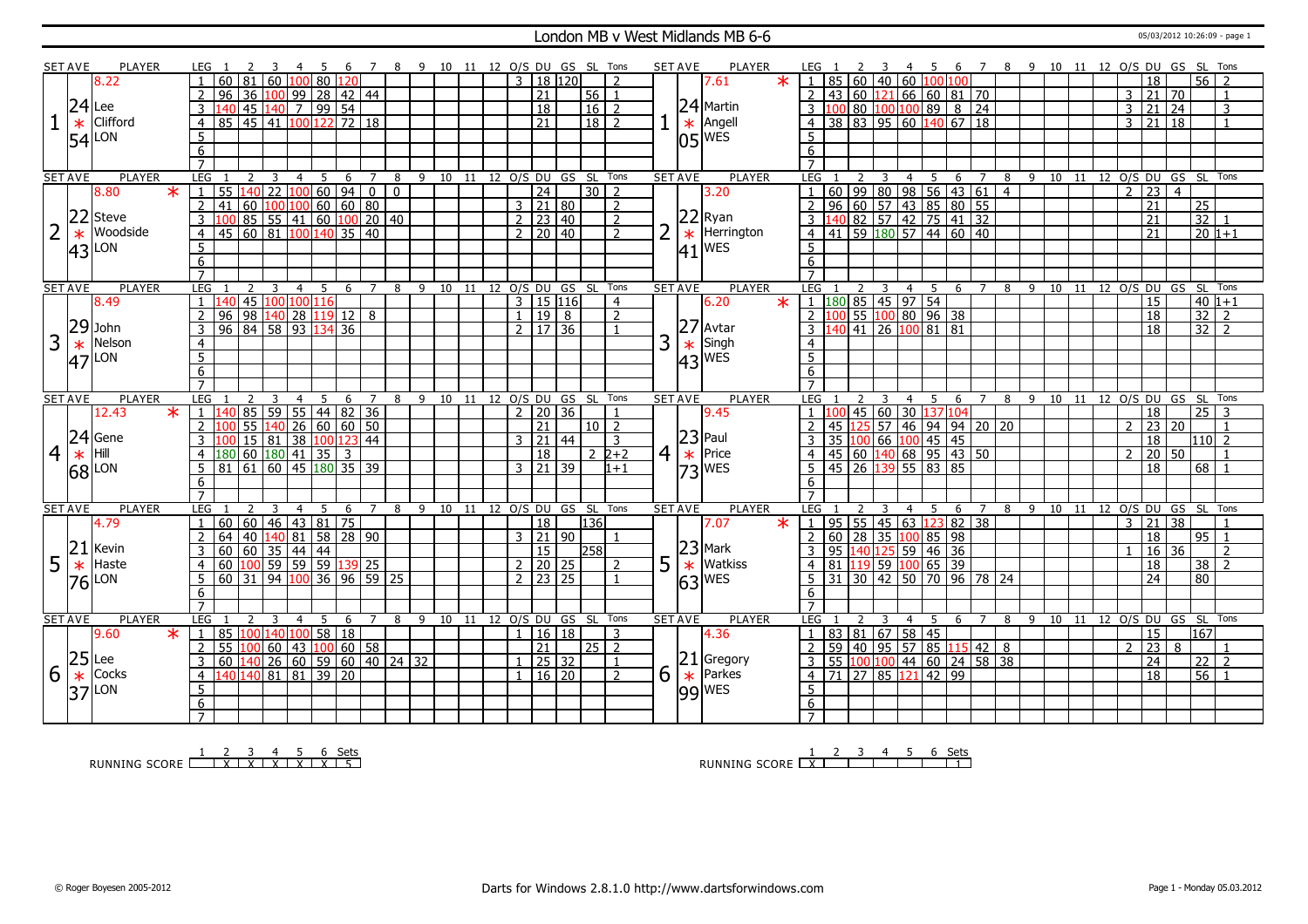# London MB v West Midlands MB 6-6

05/03/2012 10:26:09 - page 1

| SET | AVE | PLAYER | LEG | 1 | 2 | 3 | 4 | 5 | 6 | 7 | 8 | 9 | 10 | 11 | 12 | O/S | DU | GS | SL | Tons | SET | AVE | PLAYER | LEG | 1 | 2 | 3 | 4 | 5 | 6 | 7 | 8 | 9 | 10 | 11 | 12 | O/S | DU | GS | SL | Tons |
|---|---|---|---|---|---|---|---|---|---|---|---|---|---|---|---|---|---|---|---|---|---|---|---|---|---|---|---|---|---|---|---|---|---|---|---|---|---|---|---|---|---|
| 1 | 24.54 | Lee Clifford LON (8.22) * | 1 | 60 | 81 | 60 | 100 | 80 | 120 | | | | | | | 3 | 18 | 120 | | 2 | 1 | 24.05 | Martin Angell WES (7.61) * | 1 | 85 | 60 | 40 | 60 | 100 | 100 | | | | | | | | 18 | | 56 | 2 |
| | | | 2 | 96 | 36 | 100 | 99 | 28 | 42 | 44 | | | | | | | 21 | | 56 | 1 | | | | 2 | 43 | 60 | 121 | 66 | 60 | 81 | 70 | | | | | | 3 | 21 | 70 | | 1 |
| | | | 3 | 140 | 45 | 140 | 7 | 99 | 54 | | | | | | | | 18 | | 16 | 2 | | | | 3 | 100 | 80 | 100 | 100 | 89 | 8 | 24 | | | | | | 3 | 21 | 24 | | 3 |
| | | | 4 | 85 | 45 | 41 | 100 | 122 | 72 | 18 | | | | | | | 21 | | 18 | 2 | | | | 4 | 38 | 83 | 95 | 60 | 140 | 67 | 18 | | | | | | 3 | 21 | 18 | | 1 |
| 2 | 22.43 | Steve Woodside LON (8.80) * | 1 | 55 | 140 | 22 | 100 | 60 | 94 | 0 | 0 | | | | | | 24 | | 30 | 2 | 2 | 22.41 | Ryan Herrington WES (3.20) | 1 | 60 | 99 | 80 | 98 | 56 | 43 | 61 | 4 | | | | | 2 | 23 | 4 | | |
| | | | 2 | 41 | 60 | 100 | 100 | 60 | 60 | 80 | | | | | | 3 | 21 | 80 | | 2 | | | | 2 | 96 | 60 | 57 | 43 | 85 | 80 | 55 | | | | | | | 21 | | 25 | |
| | | | 3 | 100 | 85 | 55 | 41 | 60 | 100 | 20 | 40 | | | | | 2 | 23 | 40 | | 2 | | | | 3 | 140 | 82 | 57 | 42 | 75 | 41 | 32 | | | | | | | 21 | | 32 | 1 |
| | | | 4 | 45 | 60 | 81 | 100 | 140 | 35 | 40 | | | | | | 2 | 20 | 40 | | 2 | | | | 4 | 41 | 59 | 180 | 57 | 44 | 60 | 40 | | | | | | | 21 | | 20 | 1+1 |
| 3 | 29.47 | John Nelson LON (8.49) | 1 | 140 | 45 | 100 | 100 | 116 | | | | | | | | 3 | 15 | 116 | | 4 | 3 | 27.43 | Avtar Singh WES (6.20) * | 1 | 180 | 85 | 45 | 97 | 54 | | | | | | | | | 15 | | 40 | 1+1 |
| | | | 2 | 96 | 98 | 140 | 28 | 119 | 12 | 8 | | | | | | 1 | 19 | 8 | | 2 | | | | 2 | 100 | 55 | 100 | 80 | 96 | 38 | | | | | | | | 18 | | 32 | 2 |
| | | | 3 | 96 | 84 | 58 | 93 | 134 | 36 | | | | | | | 2 | 17 | 36 | | 1 | | | | 3 | 140 | 41 | 26 | 100 | 81 | 81 | | | | | | | | 18 | | 32 | 2 |
| 4 | 24.68 | Gene Hill LON (12.43) * | 1 | 140 | 85 | 59 | 55 | 44 | 82 | 36 | | | | | | 2 | 20 | 36 | | 1 | 4 | 23.73 | Paul Price WES (9.45) | 1 | 100 | 45 | 60 | 30 | 137 | 104 | | | | | | | | 18 | | 25 | 3 |
| | | | 2 | 100 | 55 | 140 | 26 | 60 | 60 | 50 | | | | | | | 21 | | 10 | 2 | | | | 2 | 45 | 125 | 57 | 46 | 94 | 94 | 20 | 20 | | | | | 2 | 23 | 20 | | 1 |
| | | | 3 | 100 | 15 | 81 | 38 | 100 | 123 | 44 | | | | | | 3 | 21 | 44 | | 3 | | | | 3 | 35 | 100 | 66 | 100 | 45 | 45 | | | | | | | | 18 | | 110 | 2 |
| | | | 4 | 180 | 60 | 180 | 41 | 35 | 3 | | | | | | | | 18 | | 2 | 2+2 | | | | 4 | 45 | 60 | 140 | 68 | 95 | 43 | 50 | | | | | | 2 | 20 | 50 | | 1 |
| | | | 5 | 81 | 61 | 60 | 45 | 180 | 35 | 39 | | | | | | 3 | 21 | 39 | | 1+1 | | | | 5 | 45 | 26 | 139 | 55 | 83 | 85 | | | | | | | | 18 | | 68 | 1 |
| 5 | 21.76 | Kevin Haste LON (4.79) | 1 | 60 | 60 | 46 | 43 | 81 | 75 | | | | | | | | 18 | | 136 | | 5 | 23.63 | Mark Watkiss WES (7.07) * | 1 | 95 | 55 | 45 | 63 | 123 | 82 | 38 | | | | | | 3 | 21 | 38 | | 1 |
| | | | 2 | 64 | 40 | 140 | 81 | 58 | 28 | 90 | | | | | | 3 | 21 | 90 | | 1 | | | | 2 | 60 | 28 | 35 | 100 | 85 | 98 | | | | | | | | 18 | | 95 | 1 |
| | | | 3 | 60 | 60 | 35 | 44 | 44 | | | | | | | | | 15 | | 258 | | | | | 3 | 95 | 140 | 125 | 59 | 46 | 36 | | | | | | | 1 | 16 | 36 | | 2 |
| | | | 4 | 60 | 100 | 59 | 59 | 59 | 139 | 25 | | | | | | 2 | 20 | 25 | | 2 | | | | 4 | 81 | 119 | 59 | 100 | 65 | 39 | | | | | | | | 18 | | 38 | 2 |
| | | | 5 | 60 | 31 | 94 | 100 | 36 | 96 | 59 | 25 | | | | | 2 | 23 | 25 | | 1 | | | | 5 | 31 | 30 | 42 | 50 | 70 | 96 | 78 | 24 | | | | | | 24 | | 80 | |
| 6 | 25.37 | Lee Cocks LON (9.60) * | 1 | 85 | 100 | 140 | 100 | 58 | 18 | | | | | | | 1 | 16 | 18 | | 3 | 6 | 21.99 | Gregory Parkes WES (4.36) | 1 | 83 | 81 | 67 | 58 | 45 | | | | | | | | | 15 | | 167 | |
| | | | 2 | 55 | 100 | 60 | 43 | 100 | 60 | 58 | | | | | | | 21 | | 25 | 2 | | | | 2 | 59 | 40 | 95 | 57 | 85 | 115 | 42 | 8 | | | | | 2 | 23 | 8 | | 1 |
| | | | 3 | 60 | 140 | 26 | 60 | 59 | 60 | 40 | 24 | 32 | | | | 1 | 25 | 32 | | 1 | | | | 3 | 55 | 100 | 100 | 44 | 60 | 24 | 58 | 38 | | | | | | 24 | | 22 | 2 |
| | | | 4 | 140 | 140 | 81 | 81 | 39 | 20 | | | | | | | 1 | 16 | 20 | | 2 | | | | 4 | 71 | 27 | 85 | 121 | 42 | 99 | | | | | | | | 18 | | 56 | 1 |

RUNNING SCORE (London): 1: X, 2: X, 3: X, 4: X, 5: X, 6: X — Sets: 5

RUNNING SCORE (West Midlands): 1: X — Sets: 1

© Roger Boyesen 2005-2012 | Darts for Windows 2.8.1.0 http://www.dartsforwindows.com | Page 1 - Monday 05.03.2012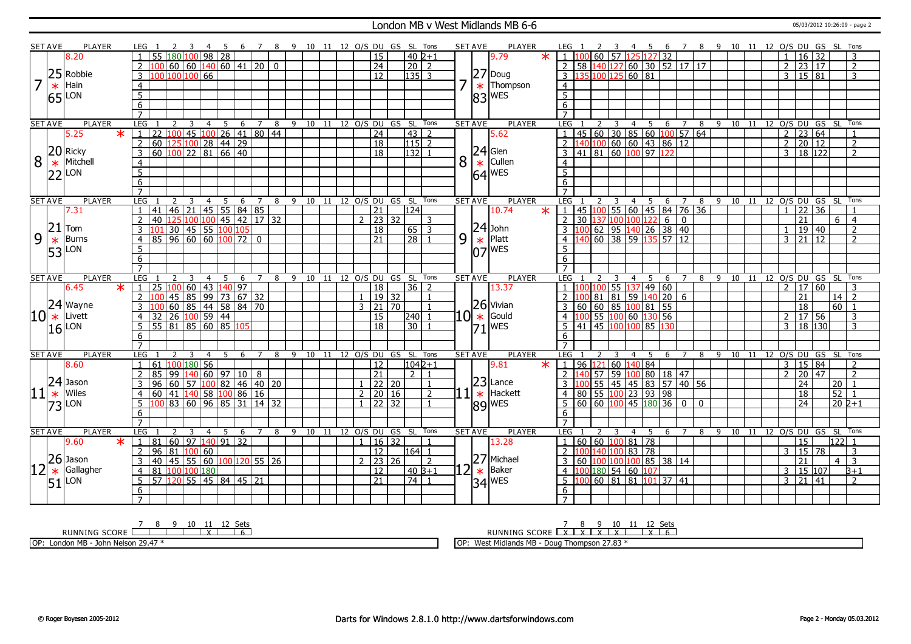# London MB v West Midlands MB 6-6

05/03/2012 10:26:09 - page 2

## Set 7

| SET AVE | PLAYER | LEG | 1 | 2 | 3 | 4 | 5 | 6 | 7 | 8 | O/S | DU | GS | SL | Tons |
|---|---|---|---|---|---|---|---|---|---|---|---|---|---|---|---|
| 8.20 | Robbie Hain (LON) 25.65 | 1 | 55 | 180 | 100 | 98 | 28 | | | | | 15 | | 40 | 2+1 |
| | | 2 | 100 | 60 | 60 | 140 | 60 | 41 | 20 | 0 | | 24 | | 20 | 2 |
| | | 3 | 100 | 100 | 100 | 66 | | | | | | 12 | | 135 | 3 |

| SET AVE | PLAYER | LEG | 1 | 2 | 3 | 4 | 5 | 6 | 7 | 8 | O/S | DU | GS | SL | Tons |
|---|---|---|---|---|---|---|---|---|---|---|---|---|---|---|---|
| 9.79 * | Doug Thompson (WES) 27.83 | 1 | 100 | 60 | 57 | 125 | 127 | 32 | | | 1 | 16 | 32 | | 3 |
| | | 2 | 58 | 140 | 127 | 60 | 30 | 52 | 17 | 17 | 2 | 23 | 17 | | 2 |
| | | 3 | 135 | 100 | 125 | 60 | 81 | | | | 3 | 15 | 81 | | 3 |

## Set 8

| SET AVE | PLAYER | LEG | 1 | 2 | 3 | 4 | 5 | 6 | 7 | 8 | O/S | DU | GS | SL | Tons |
|---|---|---|---|---|---|---|---|---|---|---|---|---|---|---|---|
| 5.25 * | Ricky Mitchell (LON) 20.22 | 1 | 22 | 100 | 45 | 100 | 26 | 41 | 80 | 44 | | 24 | | 43 | 2 |
| | | 2 | 60 | 125 | 100 | 28 | 44 | 29 | | | | 18 | | 115 | 2 |
| | | 3 | 60 | 100 | 22 | 81 | 66 | 40 | | | | 18 | | 132 | 1 |

| SET AVE | PLAYER | LEG | 1 | 2 | 3 | 4 | 5 | 6 | 7 | 8 | O/S | DU | GS | SL | Tons |
|---|---|---|---|---|---|---|---|---|---|---|---|---|---|---|---|
| 5.62 | Glen Cullen (WES) 24.64 | 1 | 45 | 60 | 30 | 85 | 60 | 100 | 57 | 64 | 2 | 23 | 64 | | 1 |
| | | 2 | 140 | 100 | 60 | 60 | 43 | 86 | 12 | | 2 | 20 | 12 | | 2 |
| | | 3 | 41 | 81 | 60 | 100 | 97 | 122 | | | 3 | 18 | 122 | | 2 |

## Set 9

| SET AVE | PLAYER | LEG | 1 | 2 | 3 | 4 | 5 | 6 | 7 | 8 | O/S | DU | GS | SL | Tons |
|---|---|---|---|---|---|---|---|---|---|---|---|---|---|---|---|
| 7.31 | Tom Burns (LON) 21.53 | 1 | 41 | 46 | 21 | 45 | 55 | 84 | 85 | | | 21 | | 124 | |
| | | 2 | 40 | 125 | 100 | 100 | 45 | 42 | 17 | 32 | 2 | 23 | 32 | | 3 |
| | | 3 | 101 | 30 | 45 | 55 | 100 | 105 | | | | 18 | | 65 | 3 |
| | | 4 | 85 | 96 | 60 | 60 | 100 | 72 | 0 | | | 21 | | 28 | 1 |

| SET AVE | PLAYER | LEG | 1 | 2 | 3 | 4 | 5 | 6 | 7 | 8 | O/S | DU | GS | SL | Tons |
|---|---|---|---|---|---|---|---|---|---|---|---|---|---|---|---|
| 10.74 * | John Platt (WES) 24.07 | 1 | 45 | 100 | 55 | 60 | 45 | 84 | 76 | 36 | 1 | 22 | 36 | | 1 |
| | | 2 | 30 | 137 | 100 | 100 | 122 | 6 | 0 | | | 21 | | 6 | 4 |
| | | 3 | 100 | 62 | 95 | 140 | 26 | 38 | 40 | | 1 | 19 | 40 | | 2 |
| | | 4 | 140 | 60 | 38 | 59 | 135 | 57 | 12 | | 3 | 21 | 12 | | 2 |

## Set 10

| SET AVE | PLAYER | LEG | 1 | 2 | 3 | 4 | 5 | 6 | 7 | 8 | O/S | DU | GS | SL | Tons |
|---|---|---|---|---|---|---|---|---|---|---|---|---|---|---|---|
| 6.45 * | Wayne Livett (LON) 24.16 | 1 | 25 | 100 | 60 | 43 | 140 | 97 | | | | 18 | | 36 | 2 |
| | | 2 | 100 | 45 | 85 | 99 | 73 | 67 | 32 | | 1 | 19 | 32 | | 1 |
| | | 3 | 100 | 60 | 85 | 44 | 58 | 84 | 70 | | 3 | 21 | 70 | | 1 |
| | | 4 | 32 | 26 | 100 | 59 | 44 | | | | | 15 | | 240 | 1 |
| | | 5 | 55 | 81 | 85 | 60 | 85 | 105 | | | | 18 | | 30 | 1 |

| SET AVE | PLAYER | LEG | 1 | 2 | 3 | 4 | 5 | 6 | 7 | 8 | O/S | DU | GS | SL | Tons |
|---|---|---|---|---|---|---|---|---|---|---|---|---|---|---|---|
| 13.37 | Vivian Gould (WES) 26.71 | 1 | 100 | 100 | 55 | 137 | 49 | 60 | | | 2 | 17 | 60 | | 3 |
| | | 2 | 100 | 81 | 81 | 59 | 140 | 20 | 6 | | | 21 | | 14 | 2 |
| | | 3 | 60 | 60 | 85 | 100 | 81 | 55 | | | | 18 | | 60 | 1 |
| | | 4 | 100 | 55 | 100 | 60 | 130 | 56 | | | 2 | 17 | 56 | | 3 |
| | | 5 | 41 | 45 | 100 | 100 | 85 | 130 | | | 3 | 18 | 130 | | 3 |

## Set 11

| SET AVE | PLAYER | LEG | 1 | 2 | 3 | 4 | 5 | 6 | 7 | 8 | O/S | DU | GS | SL | Tons |
|---|---|---|---|---|---|---|---|---|---|---|---|---|---|---|---|
| 8.60 | Jason Wiles (LON) 24.73 | 1 | 61 | 100 | 180 | 56 | | | | | | 12 | | 104 | 2+1 |
| | | 2 | 85 | 99 | 140 | 60 | 97 | 10 | 8 | | | 21 | | 2 | 1 |
| | | 3 | 96 | 60 | 57 | 100 | 82 | 46 | 40 | 20 | 1 | 22 | 20 | | 1 |
| | | 4 | 60 | 41 | 140 | 58 | 100 | 86 | 16 | | 2 | 20 | 16 | | 2 |
| | | 5 | 100 | 83 | 60 | 96 | 85 | 31 | 14 | 32 | 1 | 22 | 32 | | 1 |

| SET AVE | PLAYER | LEG | 1 | 2 | 3 | 4 | 5 | 6 | 7 | 8 | O/S | DU | GS | SL | Tons |
|---|---|---|---|---|---|---|---|---|---|---|---|---|---|---|---|
| 9.81 * | Lance Hackett (WES) 23.89 | 1 | 96 | 121 | 60 | 140 | 84 | | | | 3 | 15 | 84 | | 2 |
| | | 2 | 140 | 57 | 59 | 100 | 80 | 18 | 47 | | 2 | 20 | 47 | | 2 |
| | | 3 | 100 | 55 | 45 | 45 | 83 | 57 | 40 | 56 | | 24 | | 20 | 1 |
| | | 4 | 80 | 55 | 100 | 23 | 93 | 98 | | | | 18 | | 52 | 1 |
| | | 5 | 60 | 60 | 100 | 45 | 180 | 36 | 0 | 0 | | 24 | | 20 | 2+1 |

## Set 12

| SET AVE | PLAYER | LEG | 1 | 2 | 3 | 4 | 5 | 6 | 7 | 8 | O/S | DU | GS | SL | Tons |
|---|---|---|---|---|---|---|---|---|---|---|---|---|---|---|---|
| 9.60 * | Jason Gallagher (LON) 26.51 | 1 | 81 | 60 | 97 | 140 | 91 | 32 | | | 1 | 16 | 32 | | 1 |
| | | 2 | 96 | 81 | 100 | 60 | | | | | | 12 | | 164 | 1 |
| | | 3 | 40 | 45 | 55 | 60 | 100 | 120 | 55 | 26 | 2 | 23 | 26 | | 2 |
| | | 4 | 81 | 100 | 100 | 180 | | | | | | 12 | | 40 | 3+1 |
| | | 5 | 57 | 120 | 55 | 45 | 84 | 45 | 21 | | | 21 | | 74 | 1 |

| SET AVE | PLAYER | LEG | 1 | 2 | 3 | 4 | 5 | 6 | 7 | 8 | O/S | DU | GS | SL | Tons |
|---|---|---|---|---|---|---|---|---|---|---|---|---|---|---|---|
| 13.28 | Michael Baker (WES) 27.34 | 1 | 60 | 60 | 100 | 81 | 78 | | | | | 15 | | 122 | 1 |
| | | 2 | 100 | 140 | 100 | 83 | 78 | | | | 3 | 15 | 78 | | 3 |
| | | 3 | 60 | 100 | 100 | 100 | 85 | 38 | 14 | | | 21 | | 4 | 3 |
| | | 4 | 100 | 180 | 54 | 60 | 107 | | | | 3 | 15 | 107 | | 3+1 |
| | | 5 | 100 | 60 | 81 | 81 | 101 | 37 | 41 | | 3 | 21 | 41 | | 2 |

## Running Score

| RUNNING SCORE | 7 | 8 | 9 | 10 | 11 | 12 | Sets |
|---|---|---|---|---|---|---|---|
| London MB | | | | | X | | 6 |
| West Midlands MB | X | X | X | X | | X | 6 |

OP: London MB - John Nelson 29.47 *

OP: West Midlands MB - Doug Thompson 27.83 *

© Roger Boyesen 2005-2012 | Darts for Windows 2.8.1.0 http://www.dartsforwindows.com | Page 2 - Monday 05.03.2012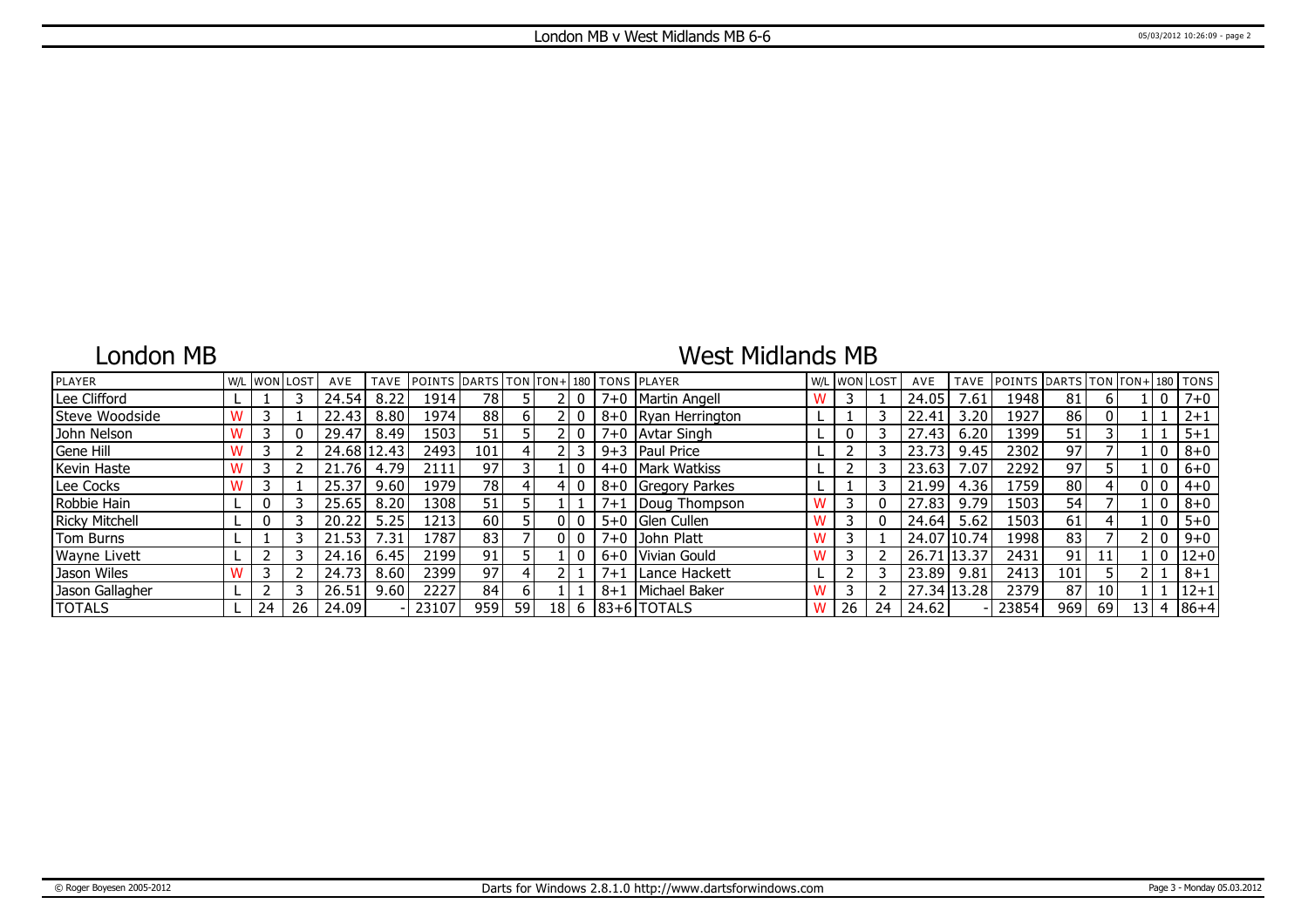# London MB v West Midlands MB 6-6

## London MB

## West Midlands MB

| PLAYER | W/L | WON | LOST | AVE | TAVE | POINTS | DARTS | TON | TON+ | 180 | TONS | PLAYER | W/L | WON | LOST | AVE | TAVE | POINTS | DARTS | TON | TON+ | 180 | TONS |
|---|---|---|---|---|---|---|---|---|---|---|---|---|---|---|---|---|---|---|---|---|---|---|---|
| Lee Clifford | L | 1 | 3 | 24.54 | 8.22 | 1914 | 78 | 5 | 2 | 0 | 7+0 | Martin Angell | W | 3 | 1 | 24.05 | 7.61 | 1948 | 81 | 6 | 1 | 0 | 7+0 |
| Steve Woodside | W | 3 | 1 | 22.43 | 8.80 | 1974 | 88 | 6 | 2 | 0 | 8+0 | Ryan Herrington | L | 1 | 3 | 22.41 | 3.20 | 1927 | 86 | 0 | 1 | 1 | 2+1 |
| John Nelson | W | 3 | 0 | 29.47 | 8.49 | 1503 | 51 | 5 | 2 | 0 | 7+0 | Avtar Singh | L | 0 | 3 | 27.43 | 6.20 | 1399 | 51 | 3 | 1 | 1 | 5+1 |
| Gene Hill | W | 3 | 2 | 24.68 | 12.43 | 2493 | 101 | 4 | 2 | 3 | 9+3 | Paul Price | L | 2 | 3 | 23.73 | 9.45 | 2302 | 97 | 7 | 1 | 0 | 8+0 |
| Kevin Haste | W | 3 | 2 | 21.76 | 4.79 | 2111 | 97 | 3 | 1 | 0 | 4+0 | Mark Watkiss | L | 2 | 3 | 23.63 | 7.07 | 2292 | 97 | 5 | 1 | 0 | 6+0 |
| Lee Cocks | W | 3 | 1 | 25.37 | 9.60 | 1979 | 78 | 4 | 4 | 0 | 8+0 | Gregory Parkes | L | 1 | 3 | 21.99 | 4.36 | 1759 | 80 | 4 | 0 | 0 | 4+0 |
| Robbie Hain | L | 0 | 3 | 25.65 | 8.20 | 1308 | 51 | 5 | 1 | 1 | 7+1 | Doug Thompson | W | 3 | 0 | 27.83 | 9.79 | 1503 | 54 | 7 | 1 | 0 | 8+0 |
| Ricky Mitchell | L | 0 | 3 | 20.22 | 5.25 | 1213 | 60 | 5 | 0 | 0 | 5+0 | Glen Cullen | W | 3 | 0 | 24.64 | 5.62 | 1503 | 61 | 4 | 1 | 0 | 5+0 |
| Tom Burns | L | 1 | 3 | 21.53 | 7.31 | 1787 | 83 | 7 | 0 | 0 | 7+0 | John Platt | W | 3 | 1 | 24.07 | 10.74 | 1998 | 83 | 7 | 2 | 0 | 9+0 |
| Wayne Livett | L | 2 | 3 | 24.16 | 6.45 | 2199 | 91 | 5 | 1 | 0 | 6+0 | Vivian Gould | W | 3 | 2 | 26.71 | 13.37 | 2431 | 91 | 11 | 1 | 0 | 12+0 |
| Jason Wiles | W | 3 | 2 | 24.73 | 8.60 | 2399 | 97 | 4 | 2 | 1 | 7+1 | Lance Hackett | L | 2 | 3 | 23.89 | 9.81 | 2413 | 101 | 5 | 2 | 1 | 8+1 |
| Jason Gallagher | L | 2 | 3 | 26.51 | 9.60 | 2227 | 84 | 6 | 1 | 1 | 8+1 | Michael Baker | W | 3 | 2 | 27.34 | 13.28 | 2379 | 87 | 10 | 1 | 1 | 12+1 |
| TOTALS | L | 24 | 26 | 24.09 | - | 23107 | 959 | 59 | 18 | 6 | 83+6 | TOTALS | W | 26 | 24 | 24.62 | - | 23854 | 969 | 69 | 13 | 4 | 86+4 |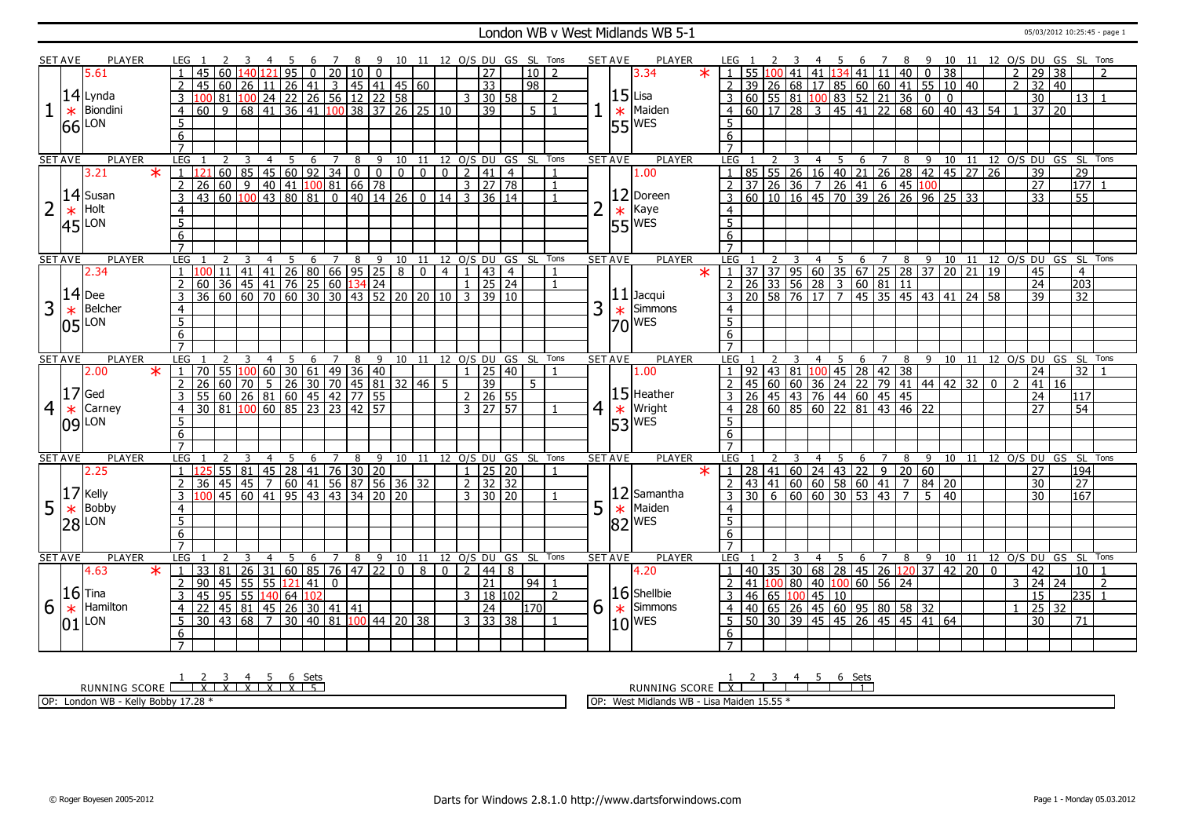# London WB v West Midlands WB 5-1

05/03/2012 10:25:45 - page 1

| SET AVE | PLAYER | LEG | 1 | 2 | 3 | 4 | 5 | 6 | 7 | 8 | 9 | 10 | 11 | 12 | O/S | DU | GS | SL | Tons | SET AVE | PLAYER | LEG | 1 | 2 | 3 | 4 | 5 | 6 | 7 | 8 | 9 | 10 | 11 | 12 | O/S | DU | GS | SL | Tons |
|---|---|---|---|---|---|---|---|---|---|---|---|---|---|---|---|---|---|---|---|---|---|---|---|---|---|---|---|---|---|---|---|---|---|---|---|---|---|---|---|
| 1 | 5.61 / 14 Lynda Biondini / 66 LON | 1 | 45 | 60 | 140 | 121 | 95 | 0 | 20 | 10 | 0 | | | | | 27 | | 10 | 2 | 1 | 3.34 * / 15 Lisa Maiden / 55 WES | 1 | 55 | 100 | 41 | 41 | 134 | 41 | 11 | 40 | 0 | 38 | | | 2 | 29 | 38 | | 2 |
| | | 2 | 45 | 60 | 26 | 11 | 26 | 41 | 3 | 45 | 41 | 45 | 60 | | | 33 | | 98 | | | | 2 | 39 | 26 | 68 | 17 | 85 | 60 | 60 | 41 | 55 | 10 | 40 | | 2 | 32 | 40 | | |
| | | 3 | 100 | 81 | 100 | 24 | 22 | 26 | 56 | 12 | 22 | 58 | | | 3 | 30 | 58 | | 2 | | | 3 | 60 | 55 | 81 | 100 | 83 | 52 | 21 | 36 | 0 | 0 | | | | 30 | | 13 | 1 |
| | | 4 | 60 | 9 | 68 | 41 | 36 | 41 | 100 | 38 | 37 | 26 | 25 | 10 | | 39 | | 5 | 1 | | | 4 | 60 | 17 | 28 | 3 | 45 | 41 | 22 | 68 | 60 | 40 | 43 | 54 | 1 | 37 | 20 | | |
| 2 | 3.21 * / 14 Susan Holt / 45 LON | 1 | 121 | 60 | 85 | 45 | 60 | 92 | 34 | 0 | 0 | 0 | 0 | 0 | 2 | 41 | 4 | | 1 | 2 | 1.00 / 12 Doreen Kaye / 55 WES | 1 | 85 | 55 | 26 | 16 | 40 | 21 | 26 | 28 | 42 | 45 | 27 | 26 | | 39 | | 29 | |
| | | 2 | 26 | 60 | 9 | 40 | 41 | 100 | 81 | 66 | 78 | | | | 3 | 27 | 78 | | 1 | | | 2 | 37 | 26 | 36 | 7 | 26 | 41 | 6 | 45 | 100 | | | | | 27 | | 177 | 1 |
| | | 3 | 43 | 60 | 100 | 43 | 80 | 81 | 0 | 40 | 14 | 26 | 0 | 14 | 3 | 36 | 14 | | 1 | | | 3 | 60 | 10 | 16 | 45 | 70 | 39 | 26 | 26 | 96 | 25 | 33 | | | 33 | | 55 | |
| 3 | 2.34 / 14 Dee Belcher / 05 LON | 1 | 100 | 11 | 41 | 41 | 26 | 80 | 66 | 95 | 25 | 8 | 0 | 4 | 1 | 43 | 4 | | 1 | 3 | * / 11 Jacqui Simmons / 70 WES | 1 | 37 | 37 | 95 | 60 | 35 | 67 | 25 | 28 | 37 | 20 | 21 | 19 | | 45 | | 4 | |
| | | 2 | 60 | 36 | 45 | 41 | 76 | 25 | 60 | 134 | 24 | | | | 1 | 25 | 24 | | 1 | | | 2 | 26 | 33 | 56 | 28 | 3 | 60 | 81 | 11 | | | | | | 24 | | 203 | |
| | | 3 | 36 | 60 | 60 | 70 | 60 | 30 | 30 | 43 | 52 | 20 | 20 | 10 | 3 | 39 | 10 | | | | | 3 | 20 | 58 | 76 | 17 | 7 | 45 | 35 | 45 | 43 | 41 | 24 | 58 | | 39 | | 32 | |
| 4 | 2.00 * / 17 Ged Carney / 09 LON | 1 | 70 | 55 | 100 | 60 | 30 | 61 | 49 | 36 | 40 | | | | 1 | 25 | 40 | | 1 | 4 | 1.00 / 15 Heather Wright / 53 WES | 1 | 92 | 43 | 81 | 100 | 45 | 28 | 42 | 38 | | | | | | 24 | | 32 | 1 |
| | | 2 | 26 | 60 | 70 | 5 | 26 | 30 | 70 | 45 | 81 | 32 | 46 | 5 | | 39 | | 5 | | | | 2 | 45 | 60 | 60 | 36 | 24 | 22 | 79 | 41 | 44 | 42 | 32 | 0 | 2 | 41 | 16 | | |
| | | 3 | 55 | 60 | 26 | 81 | 60 | 45 | 42 | 77 | 55 | | | | 2 | 26 | 55 | | | | | 3 | 26 | 45 | 43 | 76 | 44 | 60 | 45 | 45 | | | | | | 24 | | 117 | |
| | | 4 | 30 | 81 | 100 | 60 | 85 | 23 | 23 | 42 | 57 | | | | 3 | 27 | 57 | | 1 | | | 4 | 28 | 60 | 85 | 60 | 22 | 81 | 43 | 46 | 22 | | | | | 27 | | 54 | |
| 5 | 2.25 / 17 Kelly Bobby / 28 LON | 1 | 125 | 55 | 81 | 45 | 28 | 41 | 76 | 30 | 20 | | | | 1 | 25 | 20 | | 1 | 5 | * / 12 Samantha Maiden / 82 WES | 1 | 28 | 41 | 60 | 24 | 43 | 22 | 9 | 20 | 60 | | | | | 27 | | 194 | |
| | | 2 | 36 | 45 | 45 | 7 | 60 | 41 | 56 | 87 | 56 | 36 | 32 | | 2 | 32 | 32 | | | | | 2 | 43 | 41 | 60 | 60 | 58 | 60 | 41 | 7 | 84 | 20 | | | | 30 | | 27 | |
| | | 3 | 100 | 45 | 60 | 41 | 95 | 43 | 43 | 34 | 20 | 20 | | | 3 | 30 | 20 | | 1 | | | 3 | 30 | 6 | 60 | 60 | 30 | 53 | 43 | 7 | 5 | 40 | | | | 30 | | 167 | |
| 6 | 4.63 * / 16 Tina Hamilton / 01 LON | 1 | 33 | 81 | 26 | 31 | 60 | 85 | 76 | 47 | 22 | 0 | 8 | 0 | 2 | 44 | 8 | | | 6 | 4.20 / 16 Shellbie Simmons / 10 WES | 1 | 40 | 35 | 30 | 68 | 28 | 45 | 26 | 120 | 37 | 42 | 20 | 0 | | 42 | | 10 | 1 |
| | | 2 | 90 | 45 | 55 | 55 | 121 | 41 | 0 | | | | | | | 21 | | 94 | 1 | | | 2 | 41 | 100 | 80 | 40 | 100 | 60 | 56 | 24 | | | | | 3 | 24 | 24 | | 2 |
| | | 3 | 45 | 95 | 55 | 140 | 64 | 102 | | | | | | | 3 | 18 | 102 | | 2 | | | 3 | 46 | 65 | 100 | 45 | 10 | | | | | | | | | 15 | | 235 | 1 |
| | | 4 | 22 | 45 | 81 | 45 | 26 | 30 | 41 | 41 | | | | | | 24 | | 170 | | | | 4 | 40 | 65 | 26 | 45 | 60 | 95 | 80 | 58 | 32 | | | | 1 | 25 | 32 | | |
| | | 5 | 30 | 43 | 68 | 7 | 30 | 40 | 81 | 100 | 44 | 20 | 38 | | 3 | 33 | 38 | | 1 | | | 5 | 50 | 30 | 39 | 45 | 45 | 26 | 45 | 45 | 41 | 64 | | | | 30 | | 71 | |

| RUNNING SCORE | 1 | 2 | 3 | 4 | 5 | 6 | Sets |
|---|---|---|---|---|---|---|---|
| London WB | | X | X | X | X | X | 5 |
| West Midlands WB | X | | | | | | 1 |

OP: London WB - Kelly Bobby 17.28 *

OP: West Midlands WB - Lisa Maiden 15.55 *

© Roger Boyesen 2005-2012 — Darts for Windows 2.8.1.0 http://www.dartsforwindows.com — Page 1 - Monday 05.03.2012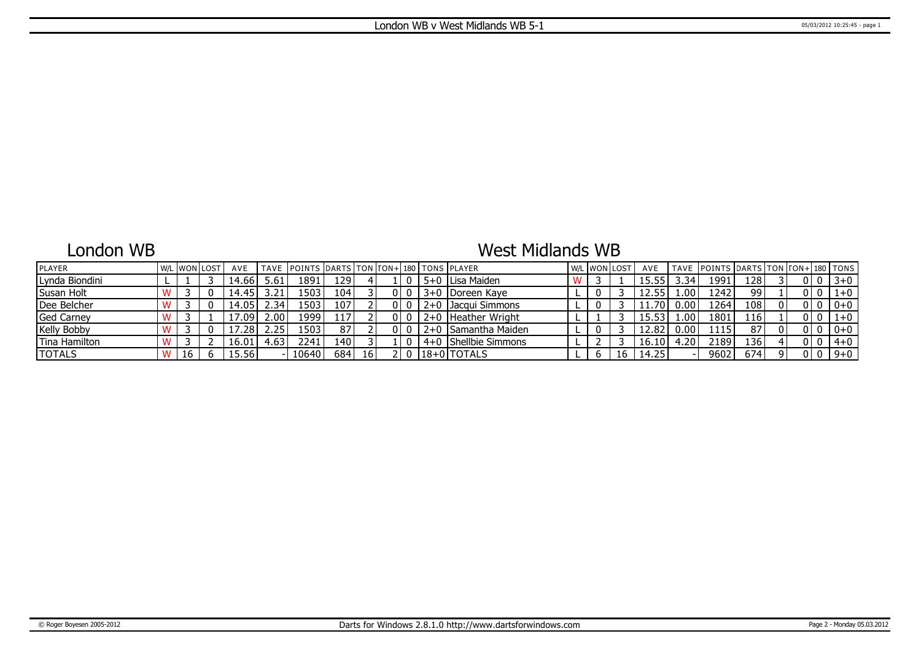# London WB v West Midlands WB 5-1

## London WB

| PLAYER | W/L | WON | LOST | AVE | TAVE | POINTS | DARTS | TON | TON+ | 180 | TONS |
|---|---|---|---|---|---|---|---|---|---|---|---|
| Lynda Biondini | L | 1 | 3 | 14.66 | 5.61 | 1891 | 129 | 4 | 1 | 0 | 5+0 |
| Susan Holt | W | 3 | 0 | 14.45 | 3.21 | 1503 | 104 | 3 | 0 | 0 | 3+0 |
| Dee Belcher | W | 3 | 0 | 14.05 | 2.34 | 1503 | 107 | 2 | 0 | 0 | 2+0 |
| Ged Carney | W | 3 | 1 | 17.09 | 2.00 | 1999 | 117 | 2 | 0 | 0 | 2+0 |
| Kelly Bobby | W | 3 | 0 | 17.28 | 2.25 | 1503 | 87 | 2 | 0 | 0 | 2+0 |
| Tina Hamilton | W | 3 | 2 | 16.01 | 4.63 | 2241 | 140 | 3 | 1 | 0 | 4+0 |
| TOTALS | W | 16 | 6 | 15.56 | - | 10640 | 684 | 16 | 2 | 0 | 18+0 |

## West Midlands WB

| PLAYER | W/L | WON | LOST | AVE | TAVE | POINTS | DARTS | TON | TON+ | 180 | TONS |
|---|---|---|---|---|---|---|---|---|---|---|---|
| Lisa Maiden | W | 3 | 1 | 15.55 | 3.34 | 1991 | 128 | 3 | 0 | 0 | 3+0 |
| Doreen Kaye | L | 0 | 3 | 12.55 | 1.00 | 1242 | 99 | 1 | 0 | 0 | 1+0 |
| Jacqui Simmons | L | 0 | 3 | 11.70 | 0.00 | 1264 | 108 | 0 | 0 | 0 | 0+0 |
| Heather Wright | L | 1 | 3 | 15.53 | 1.00 | 1801 | 116 | 1 | 0 | 0 | 1+0 |
| Samantha Maiden | L | 0 | 3 | 12.82 | 0.00 | 1115 | 87 | 0 | 0 | 0 | 0+0 |
| Shellbie Simmons | L | 2 | 3 | 16.10 | 4.20 | 2189 | 136 | 4 | 0 | 0 | 4+0 |
| TOTALS | L | 6 | 16 | 14.25 | - | 9602 | 674 | 9 | 0 | 0 | 9+0 |